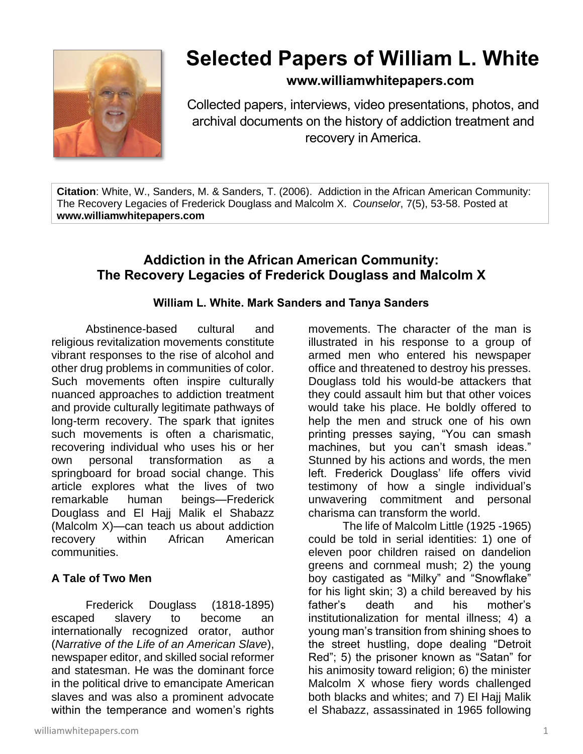# Selected Papers of William L. White

**www.williamwhitepapers.com**

Collected papers, interviews, video presentations, photos, and archival documents on the history of addiction treatment and recovery in America.

**Citation**: White, W., Sanders, M. & Sanders, T. (2006). Addiction in the African American Community: The Recovery Legacies of Frederick Douglass and Malcolm X. *Counselor*, 7(5), 53-58. Posted at **www.williamwhitepapers.com**

## Addiction in the African American Community: The Recovery Legacies of Frederick Douglass and Malcolm X

**William L. White. Mark Sanders and Tanya Sanders**

Abstinence-based cultural and religious revitalization movements constitute vibrant responses to the rise of alcohol and other drug problems in communities of color. Such movements often inspire culturally nuanced approaches to addiction treatment and provide culturally legitimate pathways of long-term recovery. The spark that ignites such movements is often a charismatic, recovering individual who uses his or her own personal transformation as a springboard for broad social change. This article explores what the lives of two remarkable human beings—Frederick Douglass and El Hajj Malik el Shabazz (Malcolm X)—can teach us about addiction recovery within African American communities.

### A Tale of Two Men

Frederick Douglass (1818-1895) escaped slavery to become an internationally recognized orator, author (*Narrative of the Life of an American Slave*), newspaper editor, and skilled social reformer and statesman. He was the dominant force in the political drive to emancipate American slaves and was also a prominent advocate within the temperance and women's rights movements. The character of the man is illustrated in his response to a group of armed men who entered his newspaper office and threatened to destroy his presses. Douglass told his would-be attackers that they could assault him but that other voices would take his place. He boldly offered to help the men and struck one of his own printing presses saying, "You can smash machines, but you can't smash ideas." Stunned by his actions and words, the men left. Frederick Douglass' life offers vivid testimony of how a single individual's unwavering commitment and personal charisma can transform the world.

The life of Malcolm Little (1925 -1965) could be told in serial identities: 1) one of eleven poor children raised on dandelion greens and cornmeal mush; 2) the young boy castigated as "Milky" and "Snowflake" for his light skin; 3) a child bereaved by his father's death and his mother's institutionalization for mental illness; 4) a young man's transition from shining shoes to the street hustling, dope dealing "Detroit Red"; 5) the prisoner known as "Satan" for his animosity toward religion; 6) the minister Malcolm X whose fiery words challenged both blacks and whites; and 7) El Hajj Malik el Shabazz, assassinated in 1965 following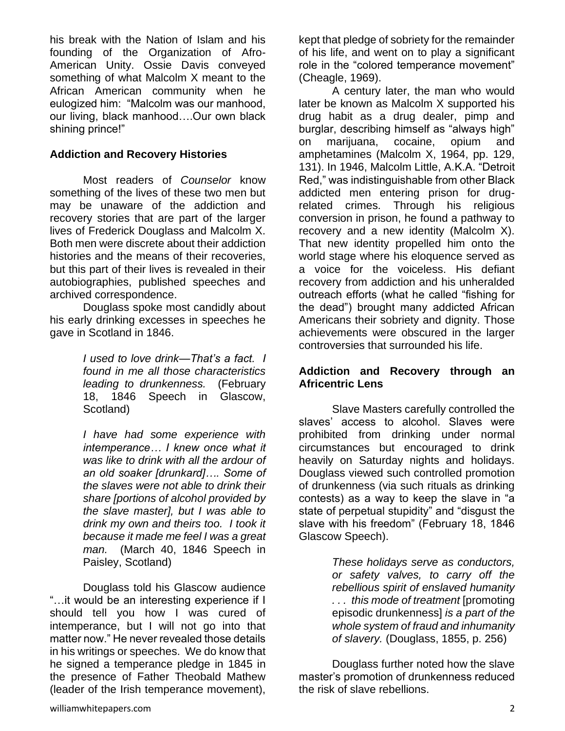his break with the Nation of Islam and his founding of the Organization of Afro-American Unity. Ossie Davis conveyed something of what Malcolm X meant to the African American community when he eulogized him: "Malcolm was our manhood, our living, black manhood….Our own black shining prince!"

### Addiction and Recovery Histories

Most readers of *Counselor* know something of the lives of these two men but may be unaware of the addiction and recovery stories that are part of the larger lives of Frederick Douglass and Malcolm X. Both men were discrete about their addiction histories and the means of their recoveries, but this part of their lives is revealed in their autobiographies, published speeches and archived correspondence.

Douglass spoke most candidly about his early drinking excesses in speeches he gave in Scotland in 1846.

> *I used to love drink—That's a fact. I found in me all those characteristics leading to drunkenness.* (February 18, 1846 Speech in Glascow, Scotland)

> *I have had some experience with intemperance… I knew once what it was like to drink with all the ardour of an old soaker [drunkard]…. Some of the slaves were not able to drink their share [portions of alcohol provided by the slave master], but I was able to drink my own and theirs too. I took it because it made me feel I was a great man.* (March 40, 1846 Speech in Paisley, Scotland)

Douglass told his Glascow audience "…it would be an interesting experience if I should tell you how I was cured of intemperance, but I will not go into that matter now." He never revealed those details in his writings or speeches. We do know that he signed a temperance pledge in 1845 in the presence of Father Theobald Mathew (leader of the Irish temperance movement), kept that pledge of sobriety for the remainder of his life, and went on to play a significant role in the "colored temperance movement" (Cheagle, 1969).

A century later, the man who would later be known as Malcolm X supported his drug habit as a drug dealer, pimp and burglar, describing himself as "always high" on marijuana, cocaine, opium and amphetamines (Malcolm X, 1964, pp. 129, 131). In 1946, Malcolm Little, A.K.A. "Detroit Red," was indistinguishable from other Black addicted men entering prison for drug-related crimes. Through his religious conversion in prison, he found a pathway to recovery and a new identity (Malcolm X). That new identity propelled him onto the world stage where his eloquence served as a voice for the voiceless. His defiant recovery from addiction and his unheralded outreach efforts (what he called "fishing for the dead") brought many addicted African Americans their sobriety and dignity. Those achievements were obscured in the larger controversies that surrounded his life.

### Addiction and Recovery through an Africentric Lens

Slave Masters carefully controlled the slaves' access to alcohol. Slaves were prohibited from drinking under normal circumstances but encouraged to drink heavily on Saturday nights and holidays. Douglass viewed such controlled promotion of drunkenness (via such rituals as drinking contests) as a way to keep the slave in "a state of perpetual stupidity" and "disgust the slave with his freedom" (February 18, 1846 Glascow Speech).

> *These holidays serve as conductors, or safety valves, to carry off the rebellious spirit of enslaved humanity . . . this mode of treatment* [promoting episodic drunkenness] *is a part of the whole system of fraud and inhumanity of slavery.* (Douglass, 1855, p. 256)

Douglass further noted how the slave master's promotion of drunkenness reduced the risk of slave rebellions.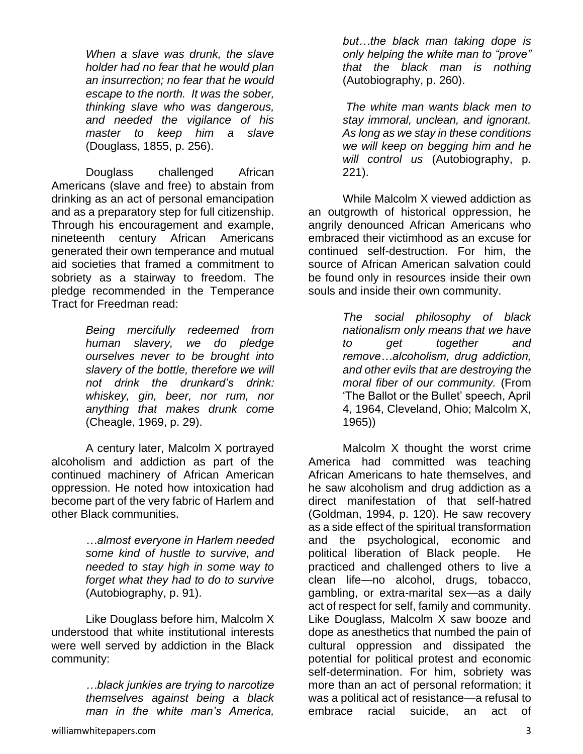> *When a slave was drunk, the slave holder had no fear that he would plan an insurrection; no fear that he would escape to the north. It was the sober, thinking slave who was dangerous, and needed the vigilance of his master to keep him a slave* (Douglass, 1855, p. 256).

Douglass challenged African Americans (slave and free) to abstain from drinking as an act of personal emancipation and as a preparatory step for full citizenship. Through his encouragement and example, nineteenth century African Americans generated their own temperance and mutual aid societies that framed a commitment to sobriety as a stairway to freedom. The pledge recommended in the Temperance Tract for Freedman read:

> *Being mercifully redeemed from human slavery, we do pledge ourselves never to be brought into slavery of the bottle, therefore we will not drink the drunkard's drink: whiskey, gin, beer, nor rum, nor anything that makes drunk come* (Cheagle, 1969, p. 29).

A century later, Malcolm X portrayed alcoholism and addiction as part of the continued machinery of African American oppression. He noted how intoxication had become part of the very fabric of Harlem and other Black communities.

> *…almost everyone in Harlem needed some kind of hustle to survive, and needed to stay high in some way to forget what they had to do to survive* (Autobiography, p. 91).

Like Douglass before him, Malcolm X understood that white institutional interests were well served by addiction in the Black community:

> *…black junkies are trying to narcotize themselves against being a black man in the white man's America, but…the black man taking dope is only helping the white man to "prove" that the black man is nothing* (Autobiography, p. 260).

> *The white man wants black men to stay immoral, unclean, and ignorant. As long as we stay in these conditions we will keep on begging him and he will control us* (Autobiography, p. 221).

While Malcolm X viewed addiction as an outgrowth of historical oppression, he angrily denounced African Americans who embraced their victimhood as an excuse for continued self-destruction. For him, the source of African American salvation could be found only in resources inside their own souls and inside their own community.

> *The social philosophy of black nationalism only means that we have to get together and remove…alcoholism, drug addiction, and other evils that are destroying the moral fiber of our community.* (From 'The Ballot or the Bullet' speech, April 4, 1964, Cleveland, Ohio; Malcolm X, 1965))

Malcolm X thought the worst crime America had committed was teaching African Americans to hate themselves, and he saw alcoholism and drug addiction as a direct manifestation of that self-hatred (Goldman, 1994, p. 120). He saw recovery as a side effect of the spiritual transformation and the psychological, economic and political liberation of Black people. He practiced and challenged others to live a clean life—no alcohol, drugs, tobacco, gambling, or extra-marital sex—as a daily act of respect for self, family and community. Like Douglass, Malcolm X saw booze and dope as anesthetics that numbed the pain of cultural oppression and dissipated the potential for political protest and economic self-determination. For him, sobriety was more than an act of personal reformation; it was a political act of resistance—a refusal to embrace racial suicide, an act of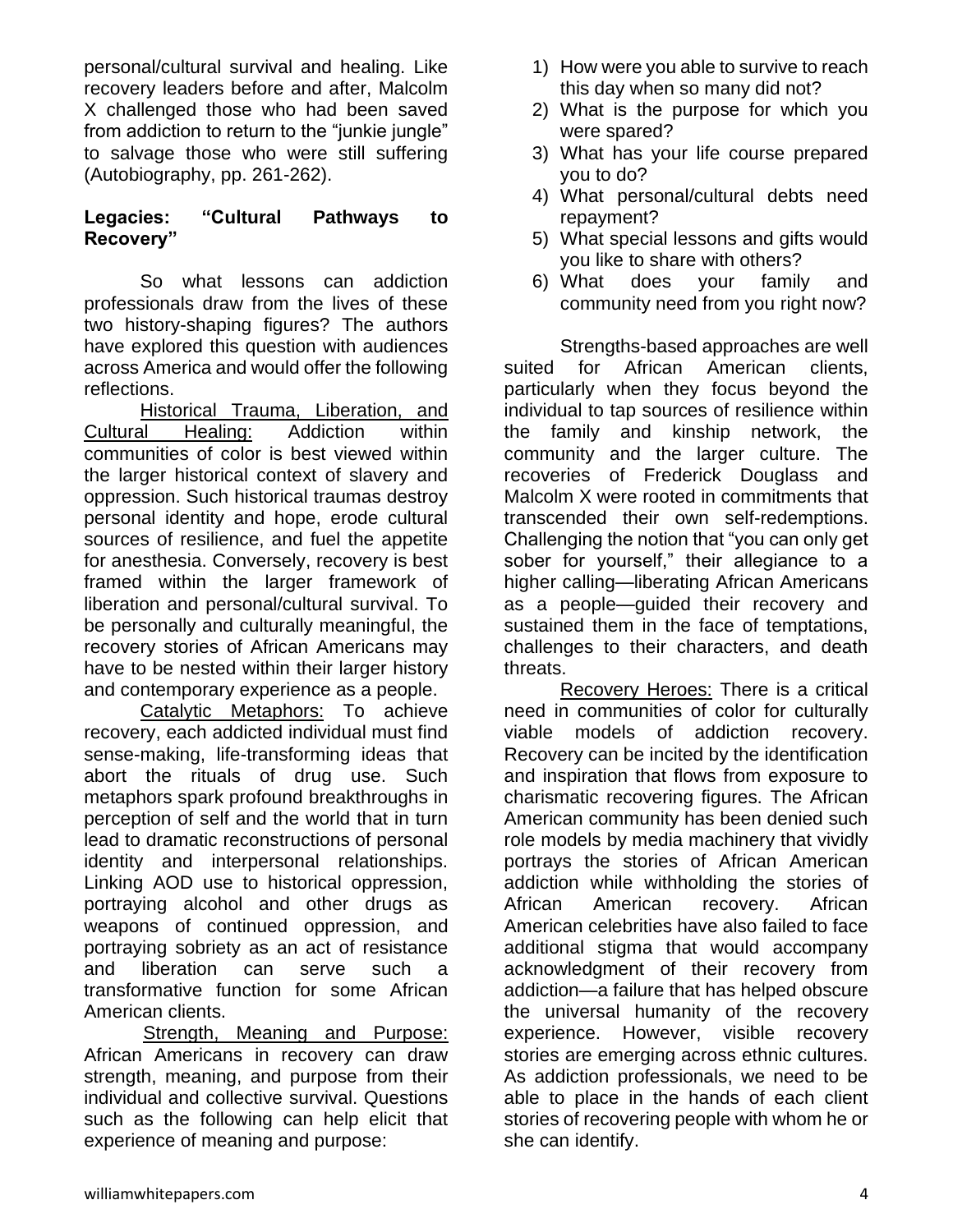personal/cultural survival and healing. Like recovery leaders before and after, Malcolm X challenged those who had been saved from addiction to return to the "junkie jungle" to salvage those who were still suffering (Autobiography, pp. 261-262).

## Legacies: "Cultural Pathways to Recovery"

So what lessons can addiction professionals draw from the lives of these two history-shaping figures? The authors have explored this question with audiences across America and would offer the following reflections.

Historical Trauma, Liberation, and Cultural Healing: Addiction within communities of color is best viewed within the larger historical context of slavery and oppression. Such historical traumas destroy personal identity and hope, erode cultural sources of resilience, and fuel the appetite for anesthesia. Conversely, recovery is best framed within the larger framework of liberation and personal/cultural survival. To be personally and culturally meaningful, the recovery stories of African Americans may have to be nested within their larger history and contemporary experience as a people.

Catalytic Metaphors: To achieve recovery, each addicted individual must find sense-making, life-transforming ideas that abort the rituals of drug use. Such metaphors spark profound breakthroughs in perception of self and the world that in turn lead to dramatic reconstructions of personal identity and interpersonal relationships. Linking AOD use to historical oppression, portraying alcohol and other drugs as weapons of continued oppression, and portraying sobriety as an act of resistance and liberation can serve such a transformative function for some African American clients.

Strength, Meaning and Purpose: African Americans in recovery can draw strength, meaning, and purpose from their individual and collective survival. Questions such as the following can help elicit that experience of meaning and purpose:

1) How were you able to survive to reach this day when so many did not?
2) What is the purpose for which you were spared?
3) What has your life course prepared you to do?
4) What personal/cultural debts need repayment?
5) What special lessons and gifts would you like to share with others?
6) What does your family and community need from you right now?

Strengths-based approaches are well suited for African American clients, particularly when they focus beyond the individual to tap sources of resilience within the family and kinship network, the community and the larger culture. The recoveries of Frederick Douglass and Malcolm X were rooted in commitments that transcended their own self-redemptions. Challenging the notion that "you can only get sober for yourself," their allegiance to a higher calling—liberating African Americans as a people—guided their recovery and sustained them in the face of temptations, challenges to their characters, and death threats.

Recovery Heroes: There is a critical need in communities of color for culturally viable models of addiction recovery. Recovery can be incited by the identification and inspiration that flows from exposure to charismatic recovering figures. The African American community has been denied such role models by media machinery that vividly portrays the stories of African American addiction while withholding the stories of African American recovery. African American celebrities have also failed to face additional stigma that would accompany acknowledgment of their recovery from addiction—a failure that has helped obscure the universal humanity of the recovery experience. However, visible recovery stories are emerging across ethnic cultures. As addiction professionals, we need to be able to place in the hands of each client stories of recovering people with whom he or she can identify.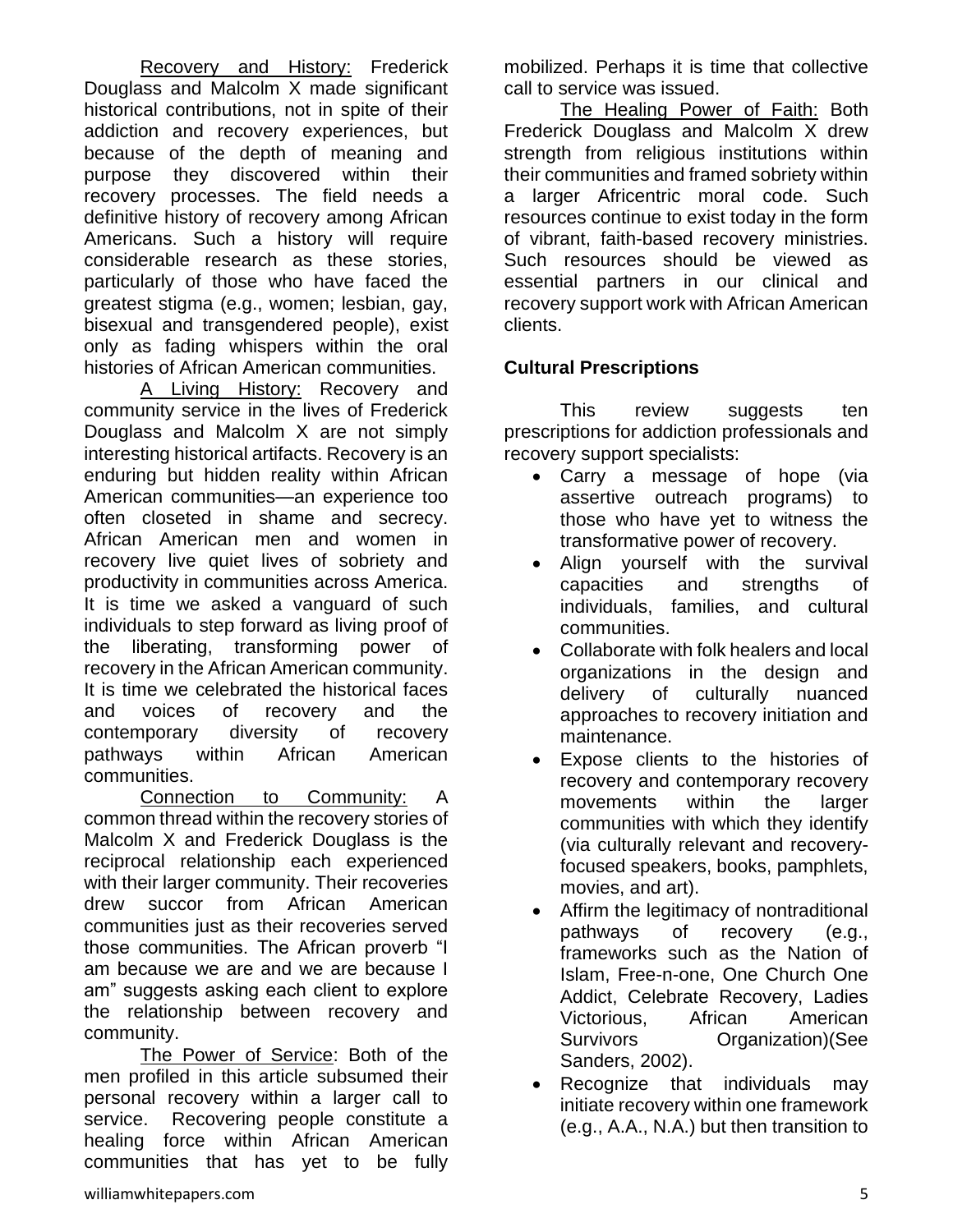Recovery and History: Frederick Douglass and Malcolm X made significant historical contributions, not in spite of their addiction and recovery experiences, but because of the depth of meaning and purpose they discovered within their recovery processes. The field needs a definitive history of recovery among African Americans. Such a history will require considerable research as these stories, particularly of those who have faced the greatest stigma (e.g., women; lesbian, gay, bisexual and transgendered people), exist only as fading whispers within the oral histories of African American communities.

A Living History: Recovery and community service in the lives of Frederick Douglass and Malcolm X are not simply interesting historical artifacts. Recovery is an enduring but hidden reality within African American communities—an experience too often closeted in shame and secrecy. African American men and women in recovery live quiet lives of sobriety and productivity in communities across America. It is time we asked a vanguard of such individuals to step forward as living proof of the liberating, transforming power of recovery in the African American community. It is time we celebrated the historical faces and voices of recovery and the contemporary diversity of recovery pathways within African American communities.

Connection to Community: A common thread within the recovery stories of Malcolm X and Frederick Douglass is the reciprocal relationship each experienced with their larger community. Their recoveries drew succor from African American communities just as their recoveries served those communities. The African proverb "I am because we are and we are because I am" suggests asking each client to explore the relationship between recovery and community.

The Power of Service: Both of the men profiled in this article subsumed their personal recovery within a larger call to service. Recovering people constitute a healing force within African American communities that has yet to be fully mobilized. Perhaps it is time that collective call to service was issued.

The Healing Power of Faith: Both Frederick Douglass and Malcolm X drew strength from religious institutions within their communities and framed sobriety within a larger Africentric moral code. Such resources continue to exist today in the form of vibrant, faith-based recovery ministries. Such resources should be viewed as essential partners in our clinical and recovery support work with African American clients.

**Cultural Prescriptions**

This review suggests ten prescriptions for addiction professionals and recovery support specialists:

- Carry a message of hope (via assertive outreach programs) to those who have yet to witness the transformative power of recovery.
- Align yourself with the survival capacities and strengths of individuals, families, and cultural communities.
- Collaborate with folk healers and local organizations in the design and delivery of culturally nuanced approaches to recovery initiation and maintenance.
- Expose clients to the histories of recovery and contemporary recovery movements within the larger communities with which they identify (via culturally relevant and recovery-focused speakers, books, pamphlets, movies, and art).
- Affirm the legitimacy of nontraditional pathways of recovery (e.g., frameworks such as the Nation of Islam, Free-n-one, One Church One Addict, Celebrate Recovery, Ladies Victorious, African American Survivors Organization)(See Sanders, 2002).
- Recognize that individuals may initiate recovery within one framework (e.g., A.A., N.A.) but then transition to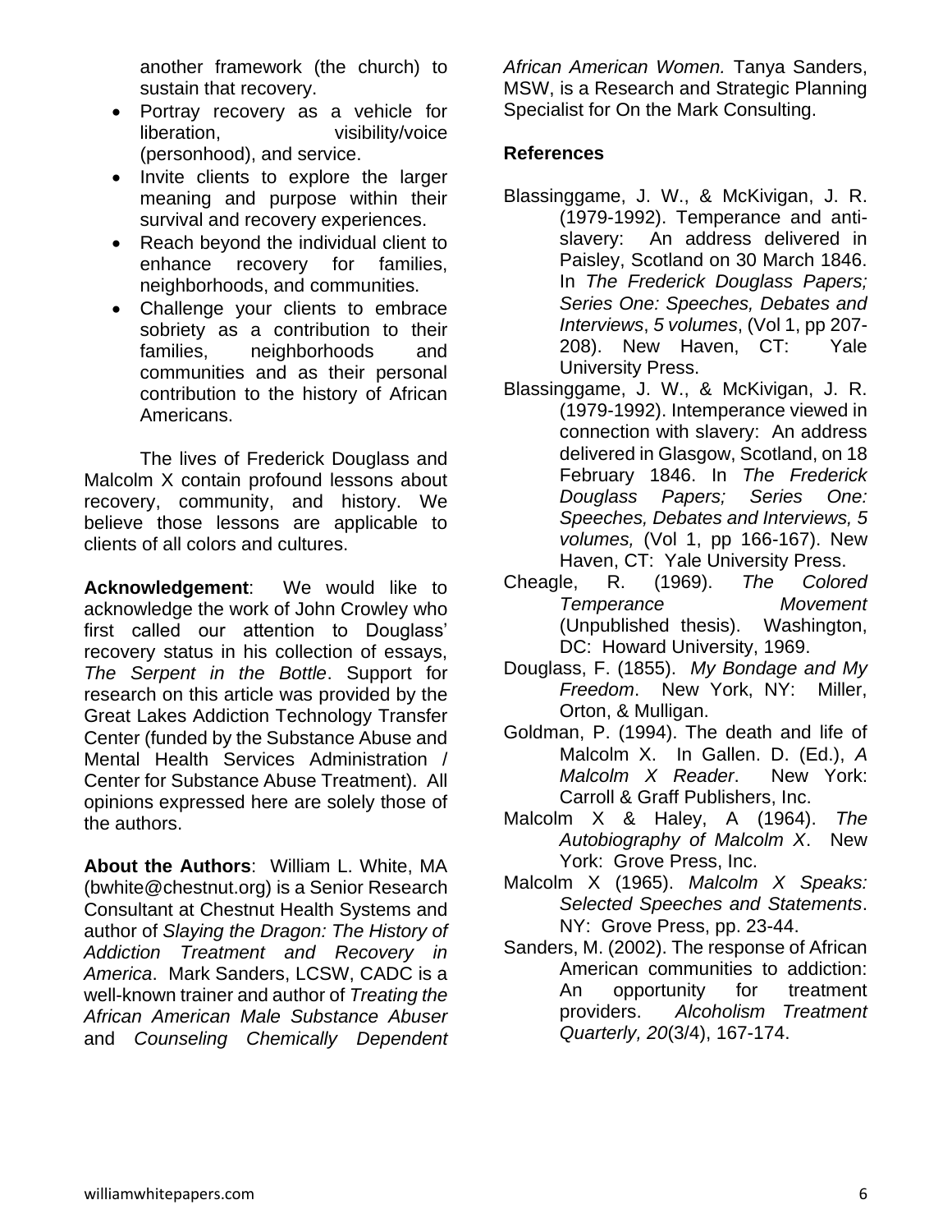another framework (the church) to sustain that recovery.

- Portray recovery as a vehicle for liberation, visibility/voice (personhood), and service.
- Invite clients to explore the larger meaning and purpose within their survival and recovery experiences.
- Reach beyond the individual client to enhance recovery for families, neighborhoods, and communities.
- Challenge your clients to embrace sobriety as a contribution to their families, neighborhoods and communities and as their personal contribution to the history of African Americans.

The lives of Frederick Douglass and Malcolm X contain profound lessons about recovery, community, and history. We believe those lessons are applicable to clients of all colors and cultures.

**Acknowledgement**: We would like to acknowledge the work of John Crowley who first called our attention to Douglass' recovery status in his collection of essays, *The Serpent in the Bottle*. Support for research on this article was provided by the Great Lakes Addiction Technology Transfer Center (funded by the Substance Abuse and Mental Health Services Administration / Center for Substance Abuse Treatment). All opinions expressed here are solely those of the authors.

**About the Authors**: William L. White, MA (bwhite@chestnut.org) is a Senior Research Consultant at Chestnut Health Systems and author of *Slaying the Dragon: The History of Addiction Treatment and Recovery in America*. Mark Sanders, LCSW, CADC is a well-known trainer and author of *Treating the African American Male Substance Abuser* and *Counseling Chemically Dependent African American Women.* Tanya Sanders, MSW, is a Research and Strategic Planning Specialist for On the Mark Consulting.

## References

Blassinggame, J. W., & McKivigan, J. R. (1979-1992). Temperance and anti-slavery: An address delivered in Paisley, Scotland on 30 March 1846. In *The Frederick Douglass Papers; Series One: Speeches, Debates and Interviews*, *5 volumes*, (Vol 1, pp 207-208). New Haven, CT: Yale University Press.

Blassinggame, J. W., & McKivigan, J. R. (1979-1992). Intemperance viewed in connection with slavery: An address delivered in Glasgow, Scotland, on 18 February 1846. In *The Frederick Douglass Papers; Series One: Speeches, Debates and Interviews, 5 volumes,* (Vol 1, pp 166-167). New Haven, CT: Yale University Press.

Cheagle, R. (1969). *The Colored Temperance Movement* (Unpublished thesis). Washington, DC: Howard University, 1969.

Douglass, F. (1855). *My Bondage and My Freedom*. New York, NY: Miller, Orton, & Mulligan.

Goldman, P. (1994). The death and life of Malcolm X. In Gallen. D. (Ed.), *A Malcolm X Reader*. New York: Carroll & Graff Publishers, Inc.

Malcolm X & Haley, A (1964). *The Autobiography of Malcolm X*. New York: Grove Press, Inc.

Malcolm X (1965). *Malcolm X Speaks: Selected Speeches and Statements*. NY: Grove Press, pp. 23-44.

Sanders, M. (2002). The response of African American communities to addiction: An opportunity for treatment providers. *Alcoholism Treatment Quarterly, 20*(3/4), 167-174.